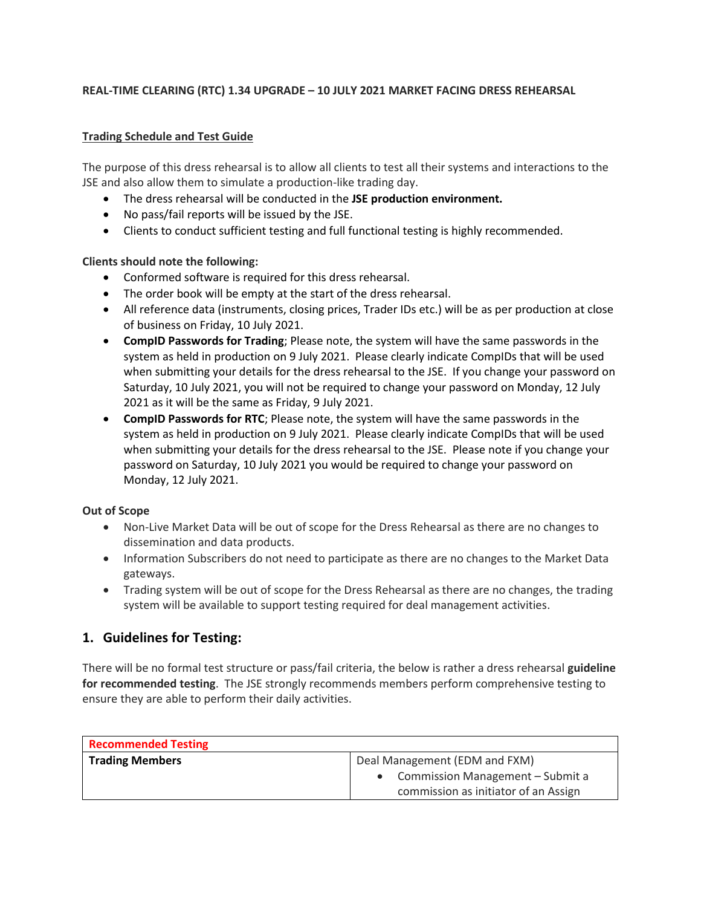**REAL-TIME CLEARING (RTC) 1.34 UPGRADE – 10 JULY 2021 MARKET FACING DRESS REHEARSAL**

**Trading Schedule and Test Guide**

The purpose of this dress rehearsal is to allow all clients to test all their systems and interactions to the JSE and also allow them to simulate a production-like trading day.

- The dress rehearsal will be conducted in the **JSE production environment.**
- No pass/fail reports will be issued by the JSE.
- Clients to conduct sufficient testing and full functional testing is highly recommended.

**Clients should note the following:**

- Conformed software is required for this dress rehearsal.
- The order book will be empty at the start of the dress rehearsal.
- All reference data (instruments, closing prices, Trader IDs etc.) will be as per production at close of business on Friday, 10 July 2021.
- **CompID Passwords for Trading**; Please note, the system will have the same passwords in the system as held in production on 9 July 2021. Please clearly indicate CompIDs that will be used when submitting your details for the dress rehearsal to the JSE. If you change your password on Saturday, 10 July 2021, you will not be required to change your password on Monday, 12 July 2021 as it will be the same as Friday, 9 July 2021.
- **CompID Passwords for RTC**; Please note, the system will have the same passwords in the system as held in production on 9 July 2021. Please clearly indicate CompIDs that will be used when submitting your details for the dress rehearsal to the JSE. Please note if you change your password on Saturday, 10 July 2021 you would be required to change your password on Monday, 12 July 2021.

**Out of Scope**

- Non-Live Market Data will be out of scope for the Dress Rehearsal as there are no changes to dissemination and data products.
- Information Subscribers do not need to participate as there are no changes to the Market Data gateways.
- Trading system will be out of scope for the Dress Rehearsal as there are no changes, the trading system will be available to support testing required for deal management activities.

## 1. Guidelines for Testing:

There will be no formal test structure or pass/fail criteria, the below is rather a dress rehearsal **guideline for recommended testing**. The JSE strongly recommends members perform comprehensive testing to ensure they are able to perform their daily activities.

| Recommended Testing | |
|---|---|
| **Trading Members** | Deal Management (EDM and FXM)<br>• Commission Management – Submit a commission as initiator of an Assign |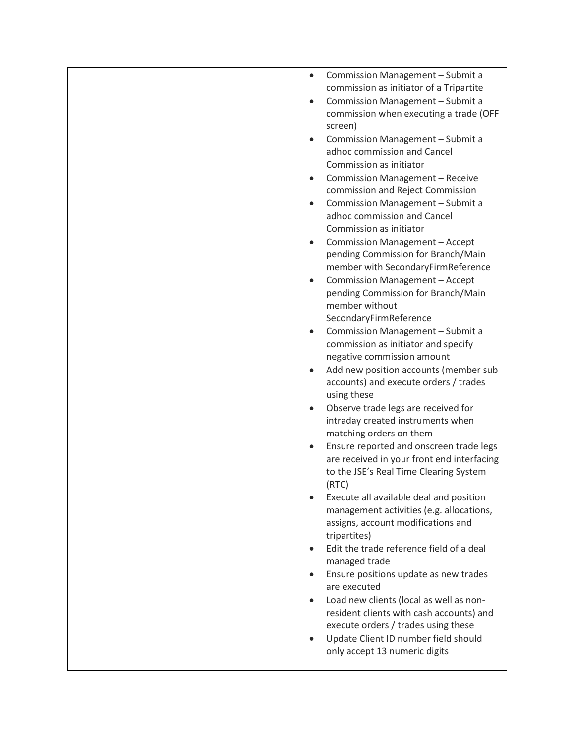| | |
|---|---|
| | • Commission Management – Submit a commission as initiator of a Tripartite<br>• Commission Management – Submit a commission when executing a trade (OFF screen)<br>• Commission Management – Submit a adhoc commission and Cancel Commission as initiator<br>• Commission Management – Receive commission and Reject Commission<br>• Commission Management – Submit a adhoc commission and Cancel Commission as initiator<br>• Commission Management – Accept pending Commission for Branch/Main member with SecondaryFirmReference<br>• Commission Management – Accept pending Commission for Branch/Main member without SecondaryFirmReference<br>• Commission Management – Submit a commission as initiator and specify negative commission amount<br>• Add new position accounts (member sub accounts) and execute orders / trades using these<br>• Observe trade legs are received for intraday created instruments when matching orders on them<br>• Ensure reported and onscreen trade legs are received in your front end interfacing to the JSE's Real Time Clearing System (RTC)<br>• Execute all available deal and position management activities (e.g. allocations, assigns, account modifications and tripartites)<br>• Edit the trade reference field of a deal managed trade<br>• Ensure positions update as new trades are executed<br>• Load new clients (local as well as non-resident clients with cash accounts) and execute orders / trades using these<br>• Update Client ID number field should only accept 13 numeric digits |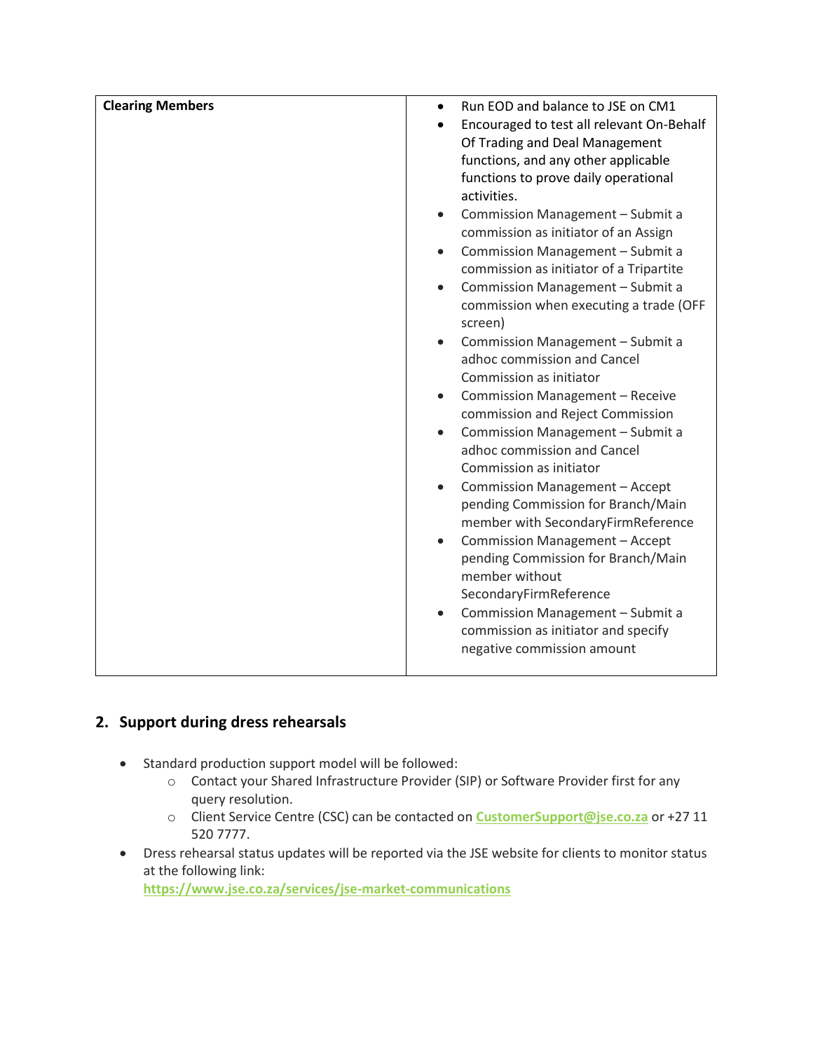| Clearing Members | • Run EOD and balance to JSE on CM1<br>• Encouraged to test all relevant On-Behalf Of Trading and Deal Management functions, and any other applicable functions to prove daily operational activities.<br>• Commission Management – Submit a commission as initiator of an Assign<br>• Commission Management – Submit a commission as initiator of a Tripartite<br>• Commission Management – Submit a commission when executing a trade (OFF screen)<br>• Commission Management – Submit a adhoc commission and Cancel Commission as initiator<br>• Commission Management – Receive commission and Reject Commission<br>• Commission Management – Submit a adhoc commission and Cancel Commission as initiator<br>• Commission Management – Accept pending Commission for Branch/Main member with SecondaryFirmReference<br>• Commission Management – Accept pending Commission for Branch/Main member without SecondaryFirmReference<br>• Commission Management – Submit a commission as initiator and specify negative commission amount |
|---|---|

## 2. Support during dress rehearsals

- Standard production support model will be followed:
  - Contact your Shared Infrastructure Provider (SIP) or Software Provider first for any query resolution.
  - Client Service Centre (CSC) can be contacted on CustomerSupport@jse.co.za or +27 11 520 7777.
- Dress rehearsal status updates will be reported via the JSE website for clients to monitor status at the following link: https://www.jse.co.za/services/jse-market-communications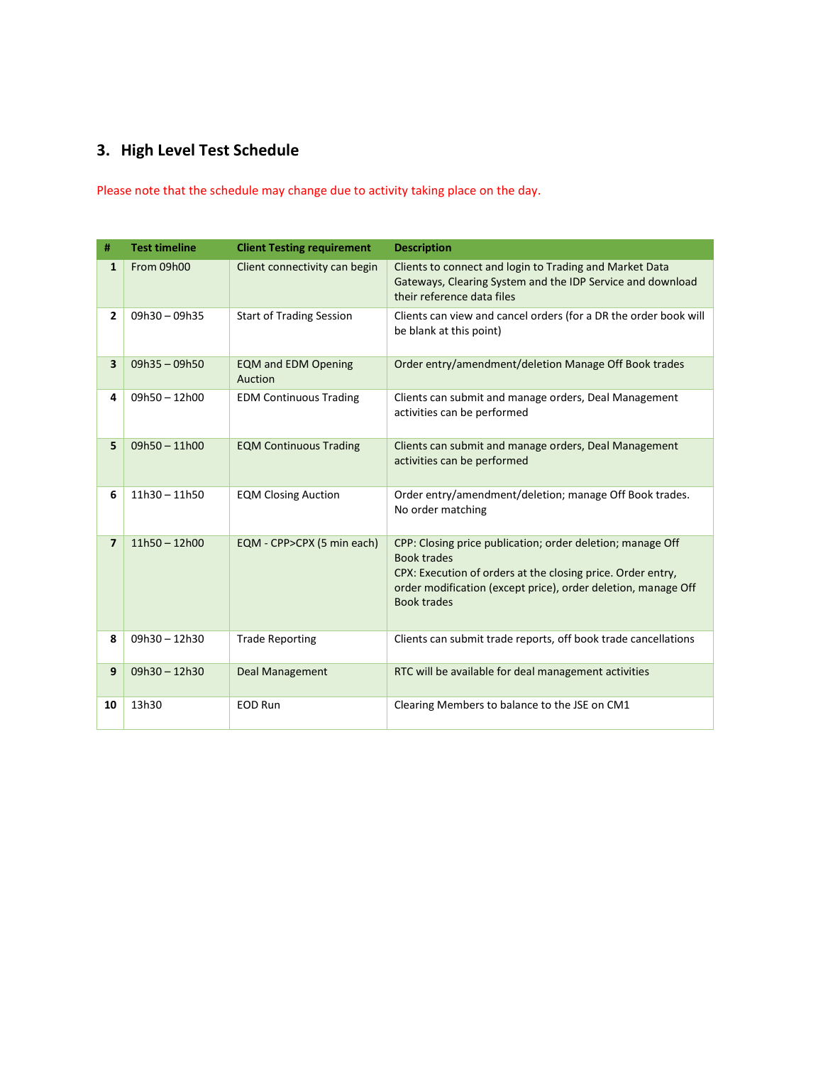## 3. High Level Test Schedule

Please note that the schedule may change due to activity taking place on the day.

| # | Test timeline | Client Testing requirement | Description |
|---|---|---|---|
| 1 | From 09h00 | Client connectivity can begin | Clients to connect and login to Trading and Market Data Gateways, Clearing System and the IDP Service and download their reference data files |
| 2 | 09h30 – 09h35 | Start of Trading Session | Clients can view and cancel orders (for a DR the order book will be blank at this point) |
| 3 | 09h35 – 09h50 | EQM and EDM Opening Auction | Order entry/amendment/deletion Manage Off Book trades |
| 4 | 09h50 – 12h00 | EDM Continuous Trading | Clients can submit and manage orders, Deal Management activities can be performed |
| 5 | 09h50 – 11h00 | EQM Continuous Trading | Clients can submit and manage orders, Deal Management activities can be performed |
| 6 | 11h30 – 11h50 | EQM Closing Auction | Order entry/amendment/deletion; manage Off Book trades. No order matching |
| 7 | 11h50 – 12h00 | EQM - CPP>CPX (5 min each) | CPP: Closing price publication; order deletion; manage Off Book trades<br>CPX: Execution of orders at the closing price. Order entry, order modification (except price), order deletion, manage Off Book trades |
| 8 | 09h30 – 12h30 | Trade Reporting | Clients can submit trade reports, off book trade cancellations |
| 9 | 09h30 – 12h30 | Deal Management | RTC will be available for deal management activities |
| 10 | 13h30 | EOD Run | Clearing Members to balance to the JSE on CM1 |